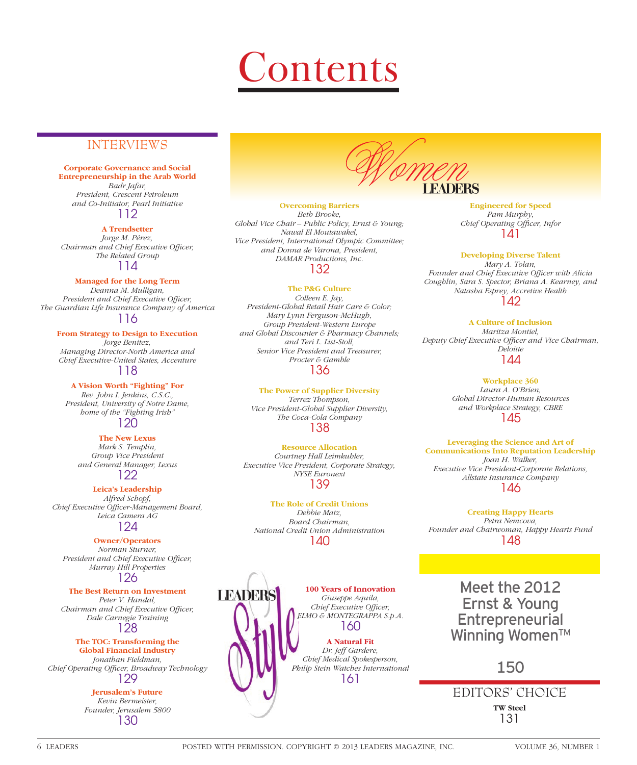# Contents

## INTERVIEWS

**Corporate Governance and Social Entrepreneurship in the Arab World**
*Badr Jafar,*
*President, Crescent Petroleum*
*and Co-Initiator, Pearl Initiative*
112

**A Trendsetter**
*Jorge M. Pérez,*
*Chairman and Chief Executive Officer,*
*The Related Group*
114

**Managed for the Long Term**
*Deanna M. Mulligan,*
*President and Chief Executive Officer,*
*The Guardian Life Insurance Company of America*
116

**From Strategy to Design to Execution**
*Jorge Benitez,*
*Managing Director-North America and*
*Chief Executive-United States, Accenture*
118

**A Vision Worth "Fighting" For**
*Rev. John I. Jenkins, C.S.C.,*
*President, University of Notre Dame,*
*home of the "Fighting Irish"*
120

**The New Lexus**
*Mark S. Templin,*
*Group Vice President*
*and General Manager, Lexus*
122

**Leica's Leadership**
*Alfred Schopf,*
*Chief Executive Officer-Management Board,*
*Leica Camera AG*
124

**Owner/Operators**
*Norman Sturner,*
*President and Chief Executive Officer,*
*Murray Hill Properties*
126

**The Best Return on Investment**
*Peter V. Handal,*
*Chairman and Chief Executive Officer,*
*Dale Carnegie Training*
128

**The TOC: Transforming the Global Financial Industry**
*Jonathan Fieldman,*
*Chief Operating Officer, Broadway Technology*
129

**Jerusalem's Future**
*Kevin Bermeister,*
*Founder, Jerusalem 5800*
130

## Women LEADERS

**Overcoming Barriers**
*Beth Brooke,*
*Global Vice Chair – Public Policy, Ernst & Young;*
*Nawal El Moutawakel,*
*Vice President, International Olympic Committee;*
*and Donna de Varona, President,*
*DAMAR Productions, Inc.*
132

**The P&G Culture**
*Colleen E. Jay,*
*President-Global Retail Hair Care & Color;*
*Mary Lynn Ferguson-McHugh,*
*Group President-Western Europe*
*and Global Discounter & Pharmacy Channels;*
*and Teri L. List-Stoll,*
*Senior Vice President and Treasurer,*
*Procter & Gamble*
136

**The Power of Supplier Diversity**
*Terrez Thompson,*
*Vice President-Global Supplier Diversity,*
*The Coca-Cola Company*
138

**Resource Allocation**
*Courtney Hall Leimkuhler,*
*Executive Vice President, Corporate Strategy,*
*NYSE Euronext*
139

**The Role of Credit Unions**
*Debbie Matz,*
*Board Chairman,*
*National Credit Union Administration*
140

**Engineered for Speed**
*Pam Murphy,*
*Chief Operating Officer, Infor*
141

**Developing Diverse Talent**
*Mary A. Tolan,*
*Founder and Chief Executive Officer with Alicia Coughlin, Sara S. Spector, Briana A. Kearney, and Natasha Esprey, Accretive Health*
142

**A Culture of Inclusion**
*Maritza Montiel,*
*Deputy Chief Executive Officer and Vice Chairman,*
*Deloitte*
144

**Workplace 360**
*Laura A. O'Brien,*
*Global Director-Human Resources*
*and Workplace Strategy, CBRE*
145

**Leveraging the Science and Art of Communications Into Reputation Leadership**
*Joan H. Walker,*
*Executive Vice President-Corporate Relations,*
*Allstate Insurance Company*
146

**Creating Happy Hearts**
*Petra Nemcova,*
*Founder and Chairwoman, Happy Hearts Fund*
148

## LEADERS Style

**100 Years of Innovation**
*Giuseppe Aquila,*
*Chief Executive Officer,*
*ELMO & MONTEGRAPPA S.p.A.*
160

**A Natural Fit**
*Dr. Jeff Gardere,*
*Chief Medical Spokesperson,*
*Philip Stein Watches International*
161

## Meet the 2012 Ernst & Young Entrepreneurial Winning Women™

150

## EDITORS' CHOICE

**TW Steel**
131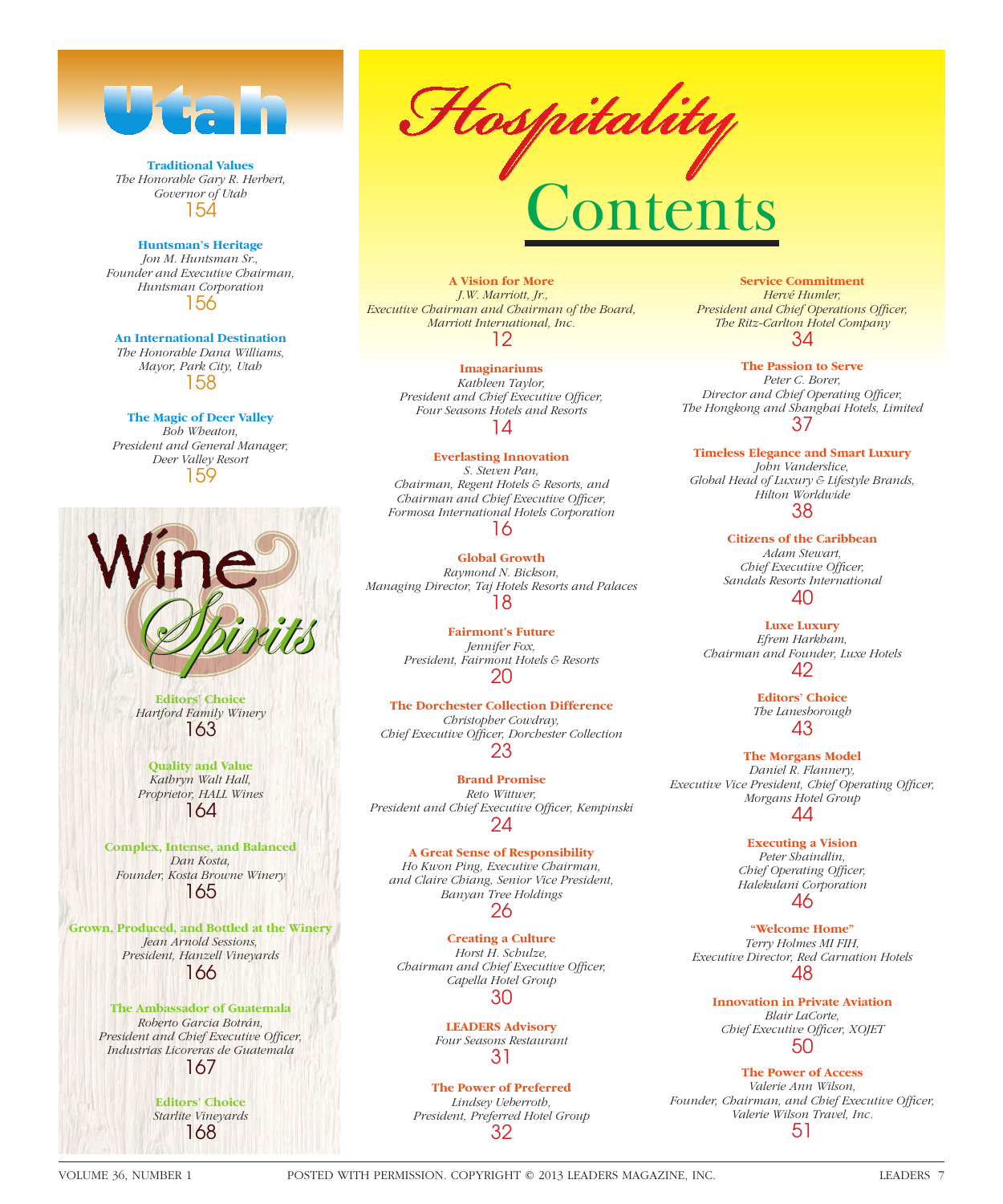# Hospitality Contents

**A Vision for More**
*J.W. Marriott, Jr., Executive Chairman and Chairman of the Board, Marriott International, Inc.*
12

**Imaginariums**
*Kathleen Taylor, President and Chief Executive Officer, Four Seasons Hotels and Resorts*
14

**Everlasting Innovation**
*S. Steven Pan, Chairman, Regent Hotels & Resorts, and Chairman and Chief Executive Officer, Formosa International Hotels Corporation*
16

**Global Growth**
*Raymond N. Bickson, Managing Director, Taj Hotels Resorts and Palaces*
18

**Fairmont's Future**
*Jennifer Fox, President, Fairmont Hotels & Resorts*
20

**The Dorchester Collection Difference**
*Christopher Cowdray, Chief Executive Officer, Dorchester Collection*
23

**Brand Promise**
*Reto Wittwer, President and Chief Executive Officer, Kempinski*
24

**A Great Sense of Responsibility**
*Ho Kwon Ping, Executive Chairman, and Claire Chiang, Senior Vice President, Banyan Tree Holdings*
26

**Creating a Culture**
*Horst H. Schulze, Chairman and Chief Executive Officer, Capella Hotel Group*
30

**LEADERS Advisory**
*Four Seasons Restaurant*
31

**The Power of Preferred**
*Lindsey Ueberroth, President, Preferred Hotel Group*
32

**Service Commitment**
*Hervé Humler, President and Chief Operations Officer, The Ritz-Carlton Hotel Company*
34

**The Passion to Serve**
*Peter C. Borer, Director and Chief Operating Officer, The Hongkong and Shanghai Hotels, Limited*
37

**Timeless Elegance and Smart Luxury**
*John Vanderslice, Global Head of Luxury & Lifestyle Brands, Hilton Worldwide*
38

**Citizens of the Caribbean**
*Adam Stewart, Chief Executive Officer, Sandals Resorts International*
40

**Luxe Luxury**
*Efrem Harkham, Chairman and Founder, Luxe Hotels*
42

**Editors' Choice**
*The Lanesborough*
43

**The Morgans Model**
*Daniel R. Flannery, Executive Vice President, Chief Operating Officer, Morgans Hotel Group*
44

**Executing a Vision**
*Peter Shaindlin, Chief Operating Officer, Halekulani Corporation*
46

**"Welcome Home"**
*Terry Holmes MI FIH, Executive Director, Red Carnation Hotels*
48

**Innovation in Private Aviation**
*Blair LaCorte, Chief Executive Officer, XOJET*
50

**The Power of Access**
*Valerie Ann Wilson, Founder, Chairman, and Chief Executive Officer, Valerie Wilson Travel, Inc.*
51

# Utah

**Traditional Values**
*The Honorable Gary R. Herbert, Governor of Utah*
154

**Huntsman's Heritage**
*Jon M. Huntsman Sr., Founder and Executive Chairman, Huntsman Corporation*
156

**An International Destination**
*The Honorable Dana Williams, Mayor, Park City, Utah*
158

**The Magic of Deer Valley**
*Bob Wheaton, President and General Manager, Deer Valley Resort*
159

# Wine & Spirits

**Editors' Choice**
*Hartford Family Winery*
163

**Quality and Value**
*Kathryn Walt Hall, Proprietor, HALL Wines*
164

**Complex, Intense, and Balanced**
*Dan Kosta, Founder, Kosta Browne Winery*
165

**Grown, Produced, and Bottled at the Winery**
*Jean Arnold Sessions, President, Hanzell Vineyards*
166

**The Ambassador of Guatemala**
*Roberto Garcia Botrán, President and Chief Executive Officer, Industrias Licoreras de Guatemala*
167

**Editors' Choice**
*Starlite Vineyards*
168

POSTED WITH PERMISSION. COPYRIGHT © 2013 LEADERS MAGAZINE, INC.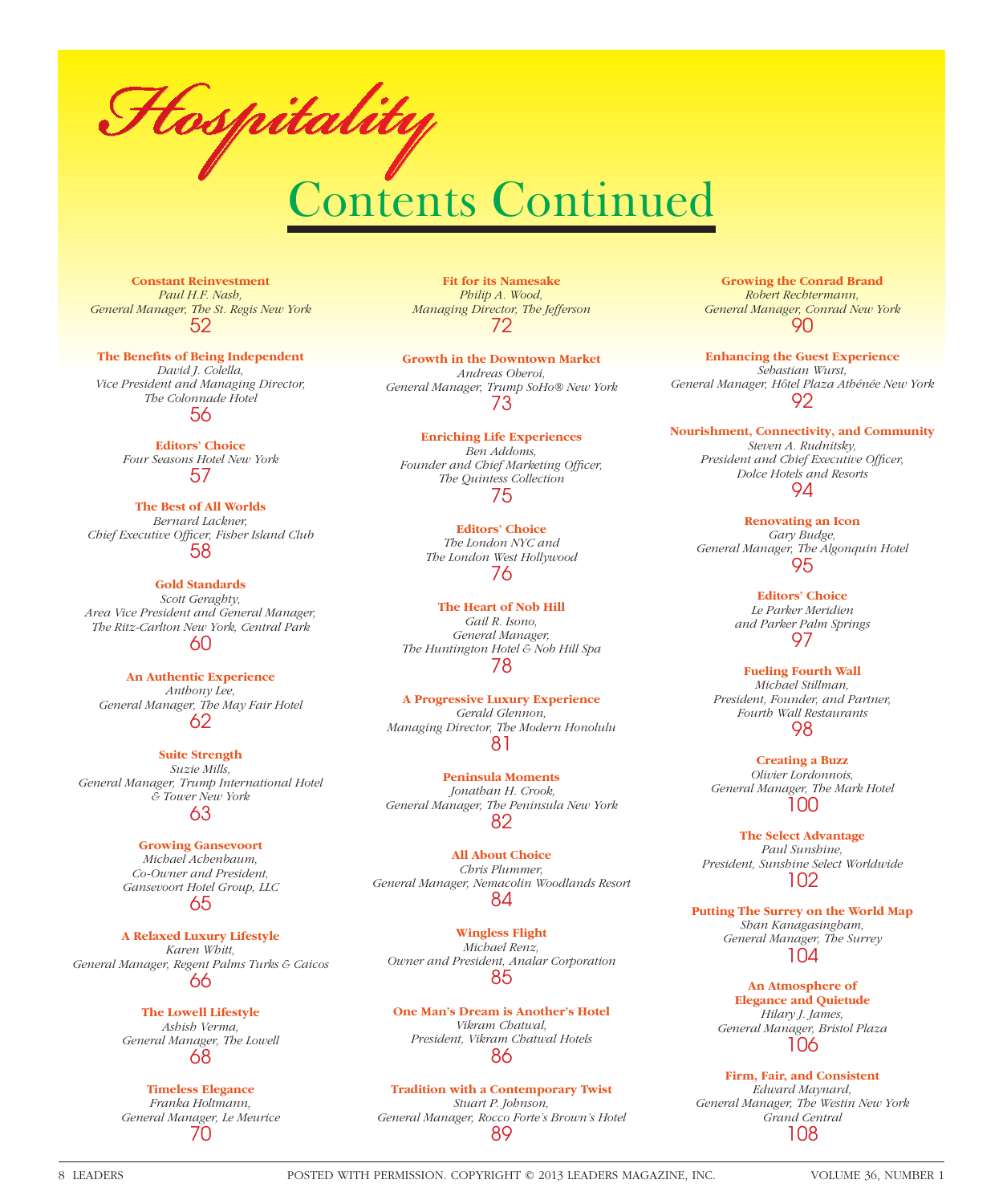# Hospitality

## Contents Continued

**Constant Reinvestment**
*Paul H.F. Nash,*
*General Manager, The St. Regis New York*
52

**The Benefits of Being Independent**
*David J. Colella,*
*Vice President and Managing Director,*
*The Colonnade Hotel*
56

**Editors' Choice**
*Four Seasons Hotel New York*
57

**The Best of All Worlds**
*Bernard Lackner,*
*Chief Executive Officer, Fisher Island Club*
58

**Gold Standards**
*Scott Geraghty,*
*Area Vice President and General Manager,*
*The Ritz-Carlton New York, Central Park*
60

**An Authentic Experience**
*Anthony Lee,*
*General Manager, The May Fair Hotel*
62

**Suite Strength**
*Suzie Mills,*
*General Manager, Trump International Hotel & Tower New York*
63

**Growing Gansevoort**
*Michael Achenbaum,*
*Co-Owner and President,*
*Gansevoort Hotel Group, LLC*
65

**A Relaxed Luxury Lifestyle**
*Karen Whitt,*
*General Manager, Regent Palms Turks & Caicos*
66

**The Lowell Lifestyle**
*Ashish Verma,*
*General Manager, The Lowell*
68

**Timeless Elegance**
*Franka Holtmann,*
*General Manager, Le Meurice*
70

**Fit for its Namesake**
*Philip A. Wood,*
*Managing Director, The Jefferson*
72

**Growth in the Downtown Market**
*Andreas Oberoi,*
*General Manager, Trump SoHo® New York*
73

**Enriching Life Experiences**
*Ben Addoms,*
*Founder and Chief Marketing Officer,*
*The Quintess Collection*
75

**Editors' Choice**
*The London NYC and*
*The London West Hollywood*
76

**The Heart of Nob Hill**
*Gail R. Isono,*
*General Manager,*
*The Huntington Hotel & Nob Hill Spa*
78

**A Progressive Luxury Experience**
*Gerald Glennon,*
*Managing Director, The Modern Honolulu*
81

**Peninsula Moments**
*Jonathan H. Crook,*
*General Manager, The Peninsula New York*
82

**All About Choice**
*Chris Plummer,*
*General Manager, Nemacolin Woodlands Resort*
84

**Wingless Flight**
*Michael Renz,*
*Owner and President, Analar Corporation*
85

**One Man's Dream is Another's Hotel**
*Vikram Chatwal,*
*President, Vikram Chatwal Hotels*
86

**Tradition with a Contemporary Twist**
*Stuart P. Johnson,*
*General Manager, Rocco Forte's Brown's Hotel*
89

**Growing the Conrad Brand**
*Robert Rechtermann,*
*General Manager, Conrad New York*
90

**Enhancing the Guest Experience**
*Sebastian Wurst,*
*General Manager, Hôtel Plaza Athénée New York*
92

**Nourishment, Connectivity, and Community**
*Steven A. Rudnitsky,*
*President and Chief Executive Officer,*
*Dolce Hotels and Resorts*
94

**Renovating an Icon**
*Gary Budge,*
*General Manager, The Algonquin Hotel*
95

**Editors' Choice**
*Le Parker Meridien*
*and Parker Palm Springs*
97

**Fueling Fourth Wall**
*Michael Stillman,*
*President, Founder, and Partner,*
*Fourth Wall Restaurants*
98

**Creating a Buzz**
*Olivier Lordonnois,*
*General Manager, The Mark Hotel*
100

**The Select Advantage**
*Paul Sunshine,*
*President, Sunshine Select Worldwide*
102

**Putting The Surrey on the World Map**
*Shan Kanagasingham,*
*General Manager, The Surrey*
104

**An Atmosphere of Elegance and Quietude**
*Hilary J. James,*
*General Manager, Bristol Plaza*
106

**Firm, Fair, and Consistent**
*Edward Maynard,*
*General Manager, The Westin New York Grand Central*
108

POSTED WITH PERMISSION. COPYRIGHT © 2013 LEADERS MAGAZINE, INC.